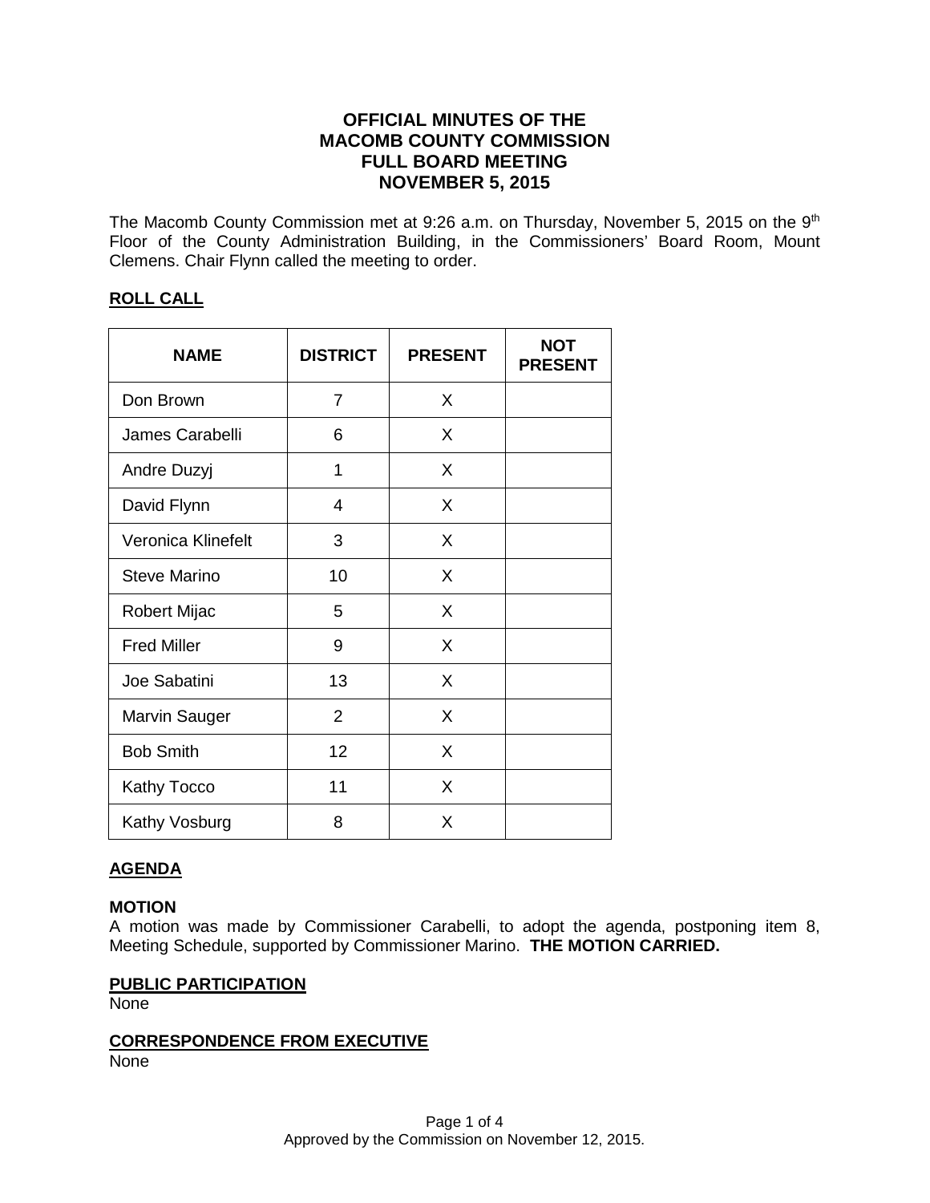# OFFICIAL MINUTES OF THE MACOMB COUNTY COMMISSION FULL BOARD MEETING NOVEMBER 5, 2015

The Macomb County Commission met at 9:26 a.m. on Thursday, November 5, 2015 on the 9th Floor of the County Administration Building, in the Commissioners' Board Room, Mount Clemens. Chair Flynn called the meeting to order.

## ROLL CALL

| NAME | DISTRICT | PRESENT | NOT PRESENT |
|---|---|---|---|
| Don Brown | 7 | X | |
| James Carabelli | 6 | X | |
| Andre Duzyj | 1 | X | |
| David Flynn | 4 | X | |
| Veronica Klinefelt | 3 | X | |
| Steve Marino | 10 | X | |
| Robert Mijac | 5 | X | |
| Fred Miller | 9 | X | |
| Joe Sabatini | 13 | X | |
| Marvin Sauger | 2 | X | |
| Bob Smith | 12 | X | |
| Kathy Tocco | 11 | X | |
| Kathy Vosburg | 8 | X | |

## AGENDA

### MOTION

A motion was made by Commissioner Carabelli, to adopt the agenda, postponing item 8, Meeting Schedule, supported by Commissioner Marino. **THE MOTION CARRIED.**

## PUBLIC PARTICIPATION

None

## CORRESPONDENCE FROM EXECUTIVE

None

Approved by the Commission on November 12, 2015.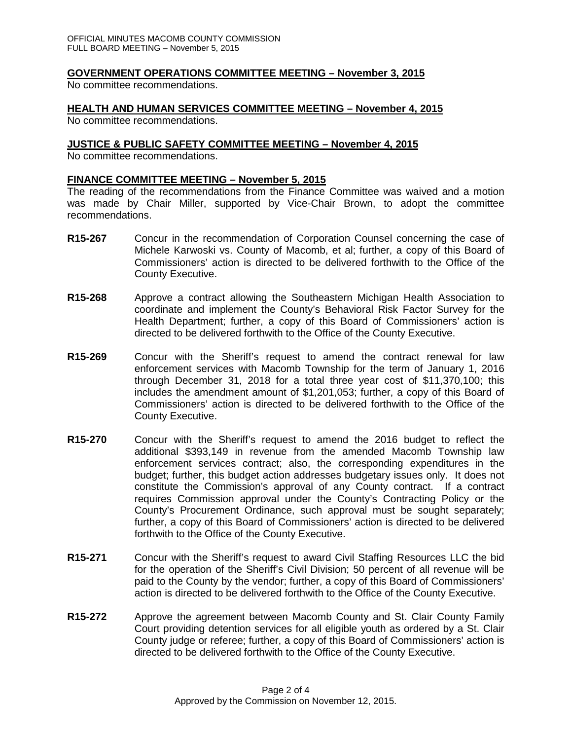## GOVERNMENT OPERATIONS COMMITTEE MEETING – November 3, 2015

No committee recommendations.

## HEALTH AND HUMAN SERVICES COMMITTEE MEETING – November 4, 2015

No committee recommendations.

## JUSTICE & PUBLIC SAFETY COMMITTEE MEETING – November 4, 2015

No committee recommendations.

## FINANCE COMMITTEE MEETING – November 5, 2015

The reading of the recommendations from the Finance Committee was waived and a motion was made by Chair Miller, supported by Vice-Chair Brown, to adopt the committee recommendations.

**R15-267** Concur in the recommendation of Corporation Counsel concerning the case of Michele Karwoski vs. County of Macomb, et al; further, a copy of this Board of Commissioners' action is directed to be delivered forthwith to the Office of the County Executive.

**R15-268** Approve a contract allowing the Southeastern Michigan Health Association to coordinate and implement the County's Behavioral Risk Factor Survey for the Health Department; further, a copy of this Board of Commissioners' action is directed to be delivered forthwith to the Office of the County Executive.

**R15-269** Concur with the Sheriff's request to amend the contract renewal for law enforcement services with Macomb Township for the term of January 1, 2016 through December 31, 2018 for a total three year cost of $11,370,100; this includes the amendment amount of $1,201,053; further, a copy of this Board of Commissioners' action is directed to be delivered forthwith to the Office of the County Executive.

**R15-270** Concur with the Sheriff's request to amend the 2016 budget to reflect the additional $393,149 in revenue from the amended Macomb Township law enforcement services contract; also, the corresponding expenditures in the budget; further, this budget action addresses budgetary issues only. It does not constitute the Commission's approval of any County contract. If a contract requires Commission approval under the County's Contracting Policy or the County's Procurement Ordinance, such approval must be sought separately; further, a copy of this Board of Commissioners' action is directed to be delivered forthwith to the Office of the County Executive.

**R15-271** Concur with the Sheriff's request to award Civil Staffing Resources LLC the bid for the operation of the Sheriff's Civil Division; 50 percent of all revenue will be paid to the County by the vendor; further, a copy of this Board of Commissioners' action is directed to be delivered forthwith to the Office of the County Executive.

**R15-272** Approve the agreement between Macomb County and St. Clair County Family Court providing detention services for all eligible youth as ordered by a St. Clair County judge or referee; further, a copy of this Board of Commissioners' action is directed to be delivered forthwith to the Office of the County Executive.

Approved by the Commission on November 12, 2015.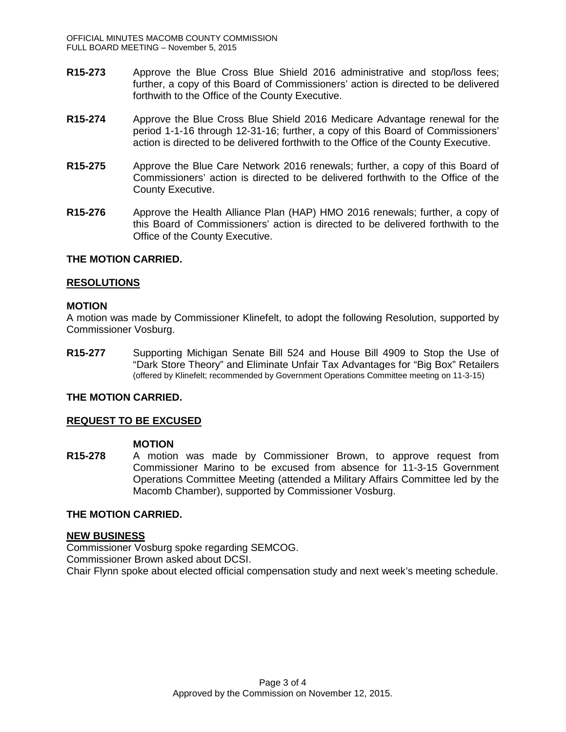**R15-273** Approve the Blue Cross Blue Shield 2016 administrative and stop/loss fees; further, a copy of this Board of Commissioners' action is directed to be delivered forthwith to the Office of the County Executive.

**R15-274** Approve the Blue Cross Blue Shield 2016 Medicare Advantage renewal for the period 1-1-16 through 12-31-16; further, a copy of this Board of Commissioners' action is directed to be delivered forthwith to the Office of the County Executive.

**R15-275** Approve the Blue Care Network 2016 renewals; further, a copy of this Board of Commissioners' action is directed to be delivered forthwith to the Office of the County Executive.

**R15-276** Approve the Health Alliance Plan (HAP) HMO 2016 renewals; further, a copy of this Board of Commissioners' action is directed to be delivered forthwith to the Office of the County Executive.

**THE MOTION CARRIED.**

**RESOLUTIONS**

**MOTION**

A motion was made by Commissioner Klinefelt, to adopt the following Resolution, supported by Commissioner Vosburg.

**R15-277** Supporting Michigan Senate Bill 524 and House Bill 4909 to Stop the Use of "Dark Store Theory" and Eliminate Unfair Tax Advantages for "Big Box" Retailers (offered by Klinefelt; recommended by Government Operations Committee meeting on 11-3-15)

**THE MOTION CARRIED.**

**REQUEST TO BE EXCUSED**

**MOTION**

**R15-278** A motion was made by Commissioner Brown, to approve request from Commissioner Marino to be excused from absence for 11-3-15 Government Operations Committee Meeting (attended a Military Affairs Committee led by the Macomb Chamber), supported by Commissioner Vosburg.

**THE MOTION CARRIED.**

**NEW BUSINESS**

Commissioner Vosburg spoke regarding SEMCOG.

Commissioner Brown asked about DCSI.

Chair Flynn spoke about elected official compensation study and next week's meeting schedule.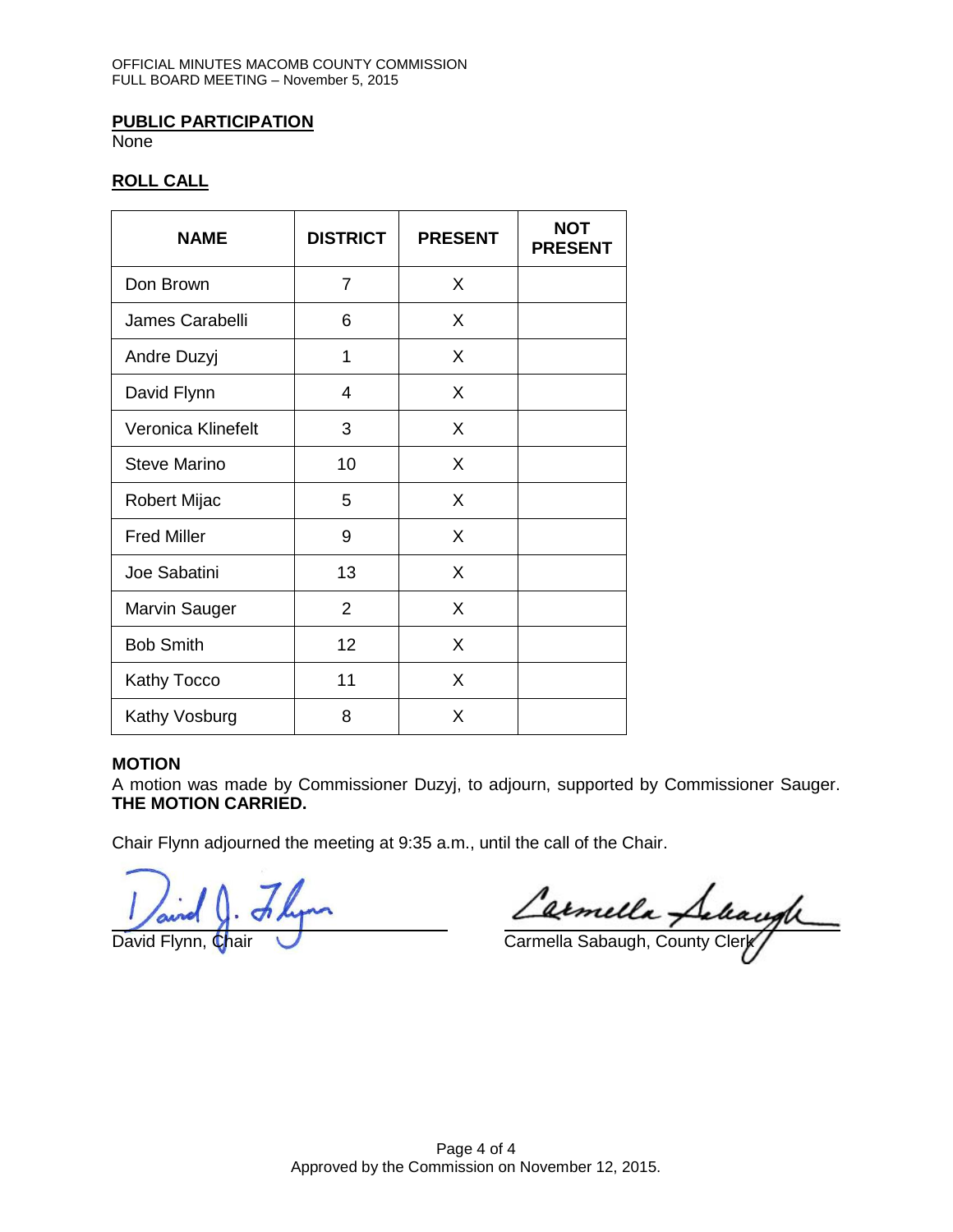## PUBLIC PARTICIPATION

None

## ROLL CALL

| NAME | DISTRICT | PRESENT | NOT PRESENT |
|---|---|---|---|
| Don Brown | 7 | X | |
| James Carabelli | 6 | X | |
| Andre Duzyj | 1 | X | |
| David Flynn | 4 | X | |
| Veronica Klinefelt | 3 | X | |
| Steve Marino | 10 | X | |
| Robert Mijac | 5 | X | |
| Fred Miller | 9 | X | |
| Joe Sabatini | 13 | X | |
| Marvin Sauger | 2 | X | |
| Bob Smith | 12 | X | |
| Kathy Tocco | 11 | X | |
| Kathy Vosburg | 8 | X | |

**MOTION**

A motion was made by Commissioner Duzyj, to adjourn, supported by Commissioner Sauger. **THE MOTION CARRIED.**

Chair Flynn adjourned the meeting at 9:35 a.m., until the call of the Chair.

David Flynn, Chair

Carmella Sabaugh, County Clerk

Approved by the Commission on November 12, 2015.